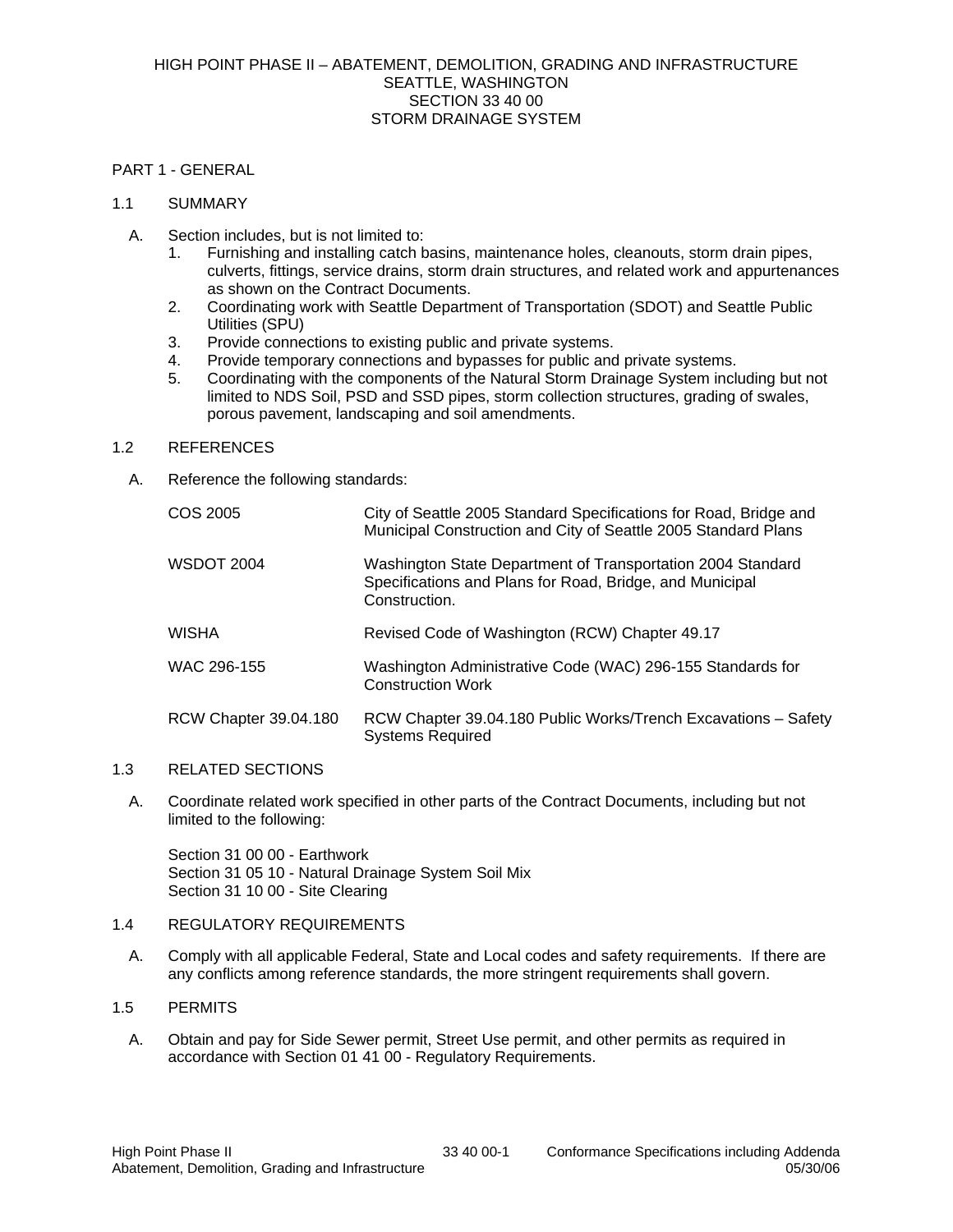# HIGH POINT PHASE II – ABATEMENT, DEMOLITION, GRADING AND INFRASTRUCTURE
# SEATTLE, WASHINGTON
# SECTION 33 40 00
# STORM DRAINAGE SYSTEM

## PART 1 - GENERAL

### 1.1 SUMMARY

A. Section includes, but is not limited to:
   1. Furnishing and installing catch basins, maintenance holes, cleanouts, storm drain pipes, culverts, fittings, service drains, storm drain structures, and related work and appurtenances as shown on the Contract Documents.
   2. Coordinating work with Seattle Department of Transportation (SDOT) and Seattle Public Utilities (SPU)
   3. Provide connections to existing public and private systems.
   4. Provide temporary connections and bypasses for public and private systems.
   5. Coordinating with the components of the Natural Storm Drainage System including but not limited to NDS Soil, PSD and SSD pipes, storm collection structures, grading of swales, porous pavement, landscaping and soil amendments.

### 1.2 REFERENCES

A. Reference the following standards:

| | |
|---|---|
| COS 2005 | City of Seattle 2005 Standard Specifications for Road, Bridge and Municipal Construction and City of Seattle 2005 Standard Plans |
| WSDOT 2004 | Washington State Department of Transportation 2004 Standard Specifications and Plans for Road, Bridge, and Municipal Construction. |
| WISHA | Revised Code of Washington (RCW) Chapter 49.17 |
| WAC 296-155 | Washington Administrative Code (WAC) 296-155 Standards for Construction Work |
| RCW Chapter 39.04.180 | RCW Chapter 39.04.180 Public Works/Trench Excavations – Safety Systems Required |

### 1.3 RELATED SECTIONS

A. Coordinate related work specified in other parts of the Contract Documents, including but not limited to the following:

Section 31 00 00 - Earthwork
Section 31 05 10 - Natural Drainage System Soil Mix
Section 31 10 00 - Site Clearing

### 1.4 REGULATORY REQUIREMENTS

A. Comply with all applicable Federal, State and Local codes and safety requirements. If there are any conflicts among reference standards, the more stringent requirements shall govern.

### 1.5 PERMITS

A. Obtain and pay for Side Sewer permit, Street Use permit, and other permits as required in accordance with Section 01 41 00 - Regulatory Requirements.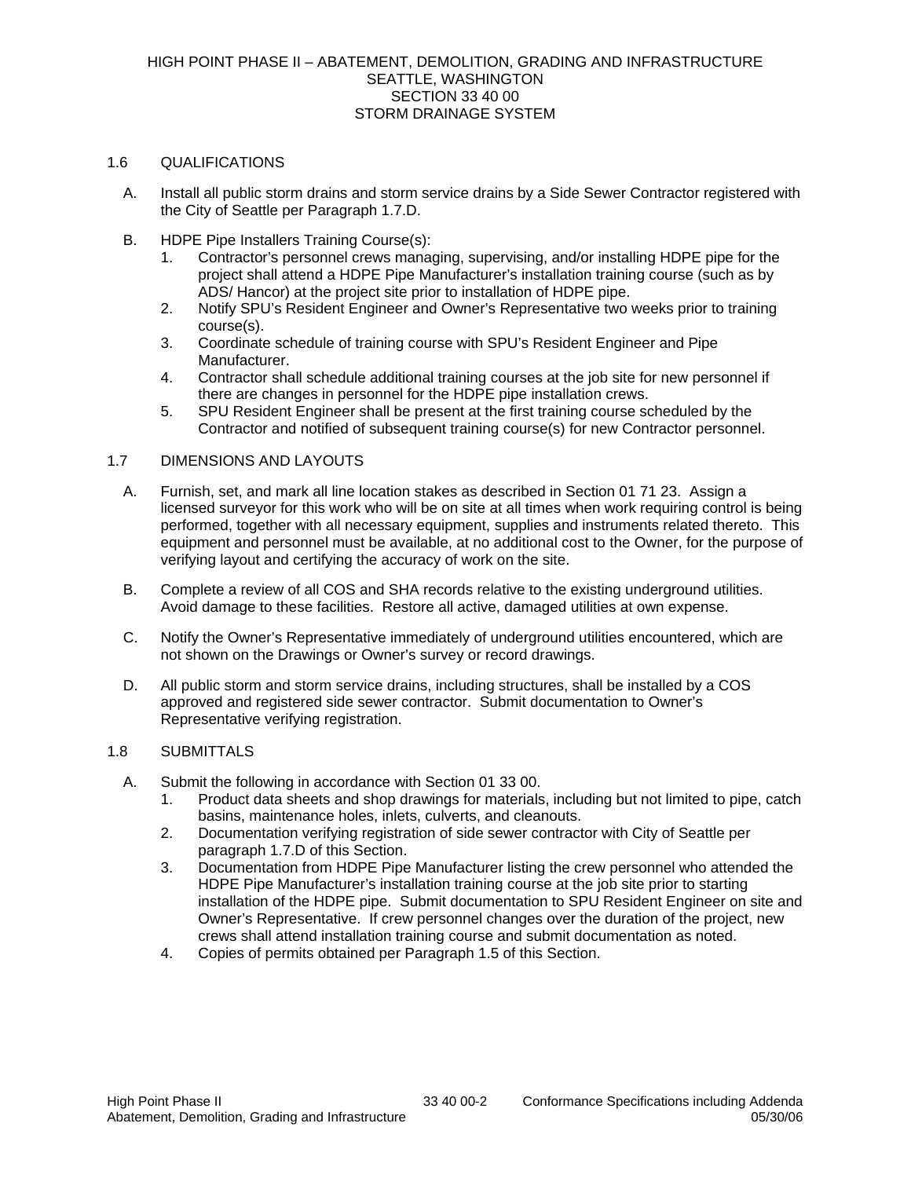## 1.6 QUALIFICATIONS

A. Install all public storm drains and storm service drains by a Side Sewer Contractor registered with the City of Seattle per Paragraph 1.7.D.

B. HDPE Pipe Installers Training Course(s):
   1. Contractor's personnel crews managing, supervising, and/or installing HDPE pipe for the project shall attend a HDPE Pipe Manufacturer's installation training course (such as by ADS/ Hancor) at the project site prior to installation of HDPE pipe.
   2. Notify SPU's Resident Engineer and Owner's Representative two weeks prior to training course(s).
   3. Coordinate schedule of training course with SPU's Resident Engineer and Pipe Manufacturer.
   4. Contractor shall schedule additional training courses at the job site for new personnel if there are changes in personnel for the HDPE pipe installation crews.
   5. SPU Resident Engineer shall be present at the first training course scheduled by the Contractor and notified of subsequent training course(s) for new Contractor personnel.

## 1.7 DIMENSIONS AND LAYOUTS

A. Furnish, set, and mark all line location stakes as described in Section 01 71 23. Assign a licensed surveyor for this work who will be on site at all times when work requiring control is being performed, together with all necessary equipment, supplies and instruments related thereto. This equipment and personnel must be available, at no additional cost to the Owner, for the purpose of verifying layout and certifying the accuracy of work on the site.

B. Complete a review of all COS and SHA records relative to the existing underground utilities. Avoid damage to these facilities. Restore all active, damaged utilities at own expense.

C. Notify the Owner's Representative immediately of underground utilities encountered, which are not shown on the Drawings or Owner's survey or record drawings.

D. All public storm and storm service drains, including structures, shall be installed by a COS approved and registered side sewer contractor. Submit documentation to Owner's Representative verifying registration.

## 1.8 SUBMITTALS

A. Submit the following in accordance with Section 01 33 00.
   1. Product data sheets and shop drawings for materials, including but not limited to pipe, catch basins, maintenance holes, inlets, culverts, and cleanouts.
   2. Documentation verifying registration of side sewer contractor with City of Seattle per paragraph 1.7.D of this Section.
   3. Documentation from HDPE Pipe Manufacturer listing the crew personnel who attended the HDPE Pipe Manufacturer's installation training course at the job site prior to starting installation of the HDPE pipe. Submit documentation to SPU Resident Engineer on site and Owner's Representative. If crew personnel changes over the duration of the project, new crews shall attend installation training course and submit documentation as noted.
   4. Copies of permits obtained per Paragraph 1.5 of this Section.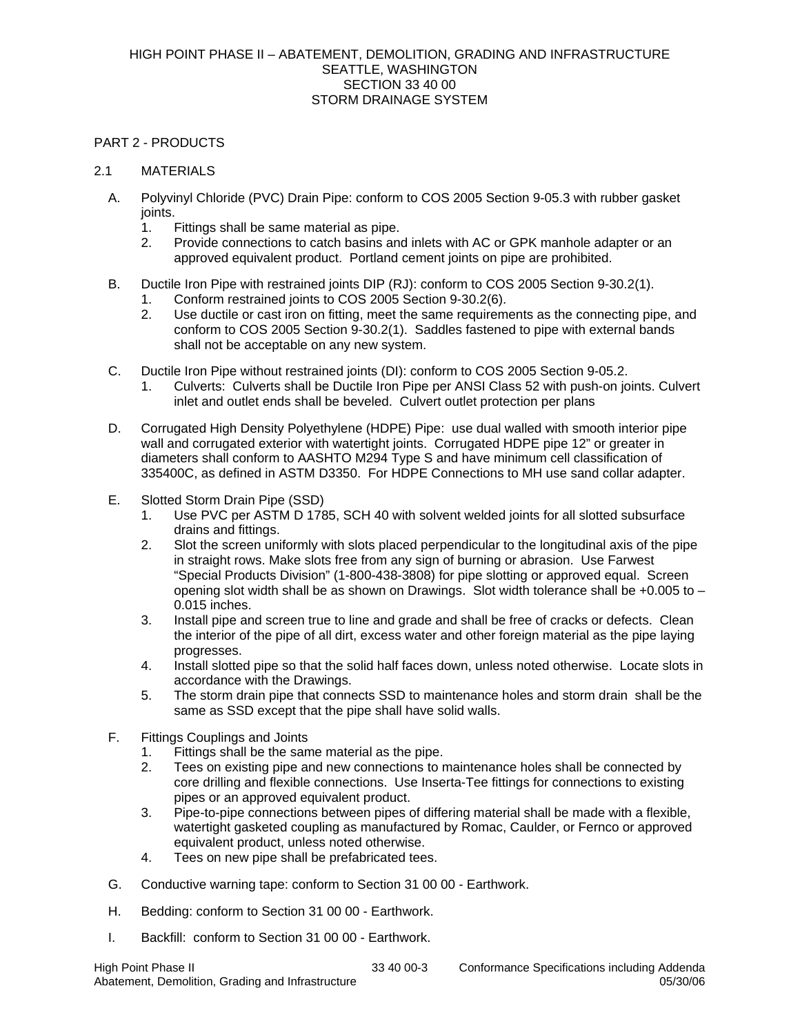## PART 2 - PRODUCTS

### 2.1 MATERIALS

A. Polyvinyl Chloride (PVC) Drain Pipe: conform to COS 2005 Section 9-05.3 with rubber gasket joints.
   1. Fittings shall be same material as pipe.
   2. Provide connections to catch basins and inlets with AC or GPK manhole adapter or an approved equivalent product. Portland cement joints on pipe are prohibited.

B. Ductile Iron Pipe with restrained joints DIP (RJ): conform to COS 2005 Section 9-30.2(1).
   1. Conform restrained joints to COS 2005 Section 9-30.2(6).
   2. Use ductile or cast iron on fitting, meet the same requirements as the connecting pipe, and conform to COS 2005 Section 9-30.2(1). Saddles fastened to pipe with external bands shall not be acceptable on any new system.

C. Ductile Iron Pipe without restrained joints (DI): conform to COS 2005 Section 9-05.2.
   1. Culverts: Culverts shall be Ductile Iron Pipe per ANSI Class 52 with push-on joints. Culvert inlet and outlet ends shall be beveled. Culvert outlet protection per plans

D. Corrugated High Density Polyethylene (HDPE) Pipe: use dual walled with smooth interior pipe wall and corrugated exterior with watertight joints. Corrugated HDPE pipe 12" or greater in diameters shall conform to AASHTO M294 Type S and have minimum cell classification of 335400C, as defined in ASTM D3350. For HDPE Connections to MH use sand collar adapter.

E. Slotted Storm Drain Pipe (SSD)
   1. Use PVC per ASTM D 1785, SCH 40 with solvent welded joints for all slotted subsurface drains and fittings.
   2. Slot the screen uniformly with slots placed perpendicular to the longitudinal axis of the pipe in straight rows. Make slots free from any sign of burning or abrasion. Use Farwest "Special Products Division" (1-800-438-3808) for pipe slotting or approved equal. Screen opening slot width shall be as shown on Drawings. Slot width tolerance shall be +0.005 to –0.015 inches.
   3. Install pipe and screen true to line and grade and shall be free of cracks or defects. Clean the interior of the pipe of all dirt, excess water and other foreign material as the pipe laying progresses.
   4. Install slotted pipe so that the solid half faces down, unless noted otherwise. Locate slots in accordance with the Drawings.
   5. The storm drain pipe that connects SSD to maintenance holes and storm drain shall be the same as SSD except that the pipe shall have solid walls.

F. Fittings Couplings and Joints
   1. Fittings shall be the same material as the pipe.
   2. Tees on existing pipe and new connections to maintenance holes shall be connected by core drilling and flexible connections. Use Inserta-Tee fittings for connections to existing pipes or an approved equivalent product.
   3. Pipe-to-pipe connections between pipes of differing material shall be made with a flexible, watertight gasketed coupling as manufactured by Romac, Caulder, or Fernco or approved equivalent product, unless noted otherwise.
   4. Tees on new pipe shall be prefabricated tees.

G. Conductive warning tape: conform to Section 31 00 00 - Earthwork.

H. Bedding: conform to Section 31 00 00 - Earthwork.

I. Backfill: conform to Section 31 00 00 - Earthwork.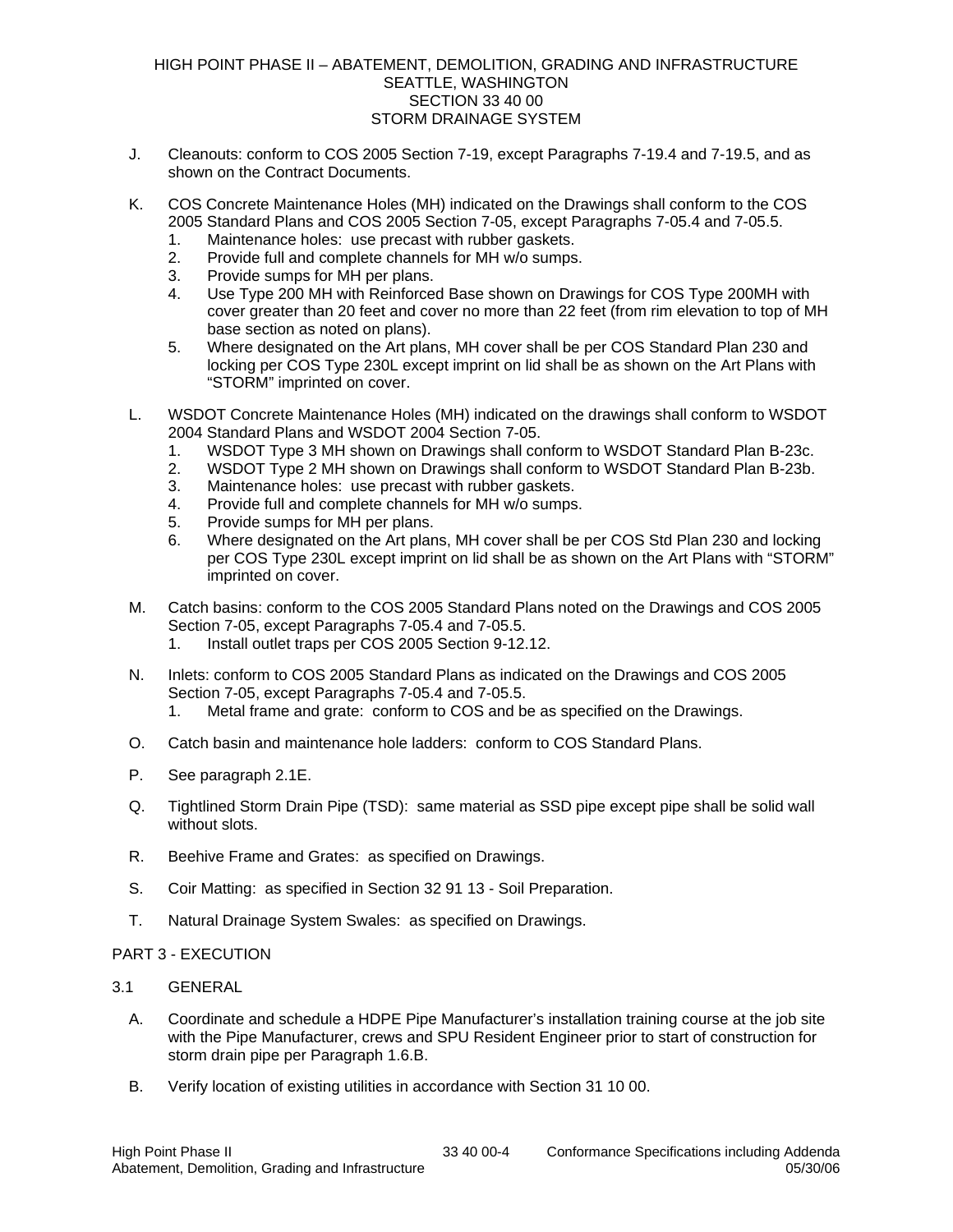J. Cleanouts: conform to COS 2005 Section 7-19, except Paragraphs 7-19.4 and 7-19.5, and as shown on the Contract Documents.

K. COS Concrete Maintenance Holes (MH) indicated on the Drawings shall conform to the COS 2005 Standard Plans and COS 2005 Section 7-05, except Paragraphs 7-05.4 and 7-05.5.
   1. Maintenance holes: use precast with rubber gaskets.
   2. Provide full and complete channels for MH w/o sumps.
   3. Provide sumps for MH per plans.
   4. Use Type 200 MH with Reinforced Base shown on Drawings for COS Type 200MH with cover greater than 20 feet and cover no more than 22 feet (from rim elevation to top of MH base section as noted on plans).
   5. Where designated on the Art plans, MH cover shall be per COS Standard Plan 230 and locking per COS Type 230L except imprint on lid shall be as shown on the Art Plans with "STORM" imprinted on cover.

L. WSDOT Concrete Maintenance Holes (MH) indicated on the drawings shall conform to WSDOT 2004 Standard Plans and WSDOT 2004 Section 7-05.
   1. WSDOT Type 3 MH shown on Drawings shall conform to WSDOT Standard Plan B-23c.
   2. WSDOT Type 2 MH shown on Drawings shall conform to WSDOT Standard Plan B-23b.
   3. Maintenance holes: use precast with rubber gaskets.
   4. Provide full and complete channels for MH w/o sumps.
   5. Provide sumps for MH per plans.
   6. Where designated on the Art plans, MH cover shall be per COS Std Plan 230 and locking per COS Type 230L except imprint on lid shall be as shown on the Art Plans with "STORM" imprinted on cover.

M. Catch basins: conform to the COS 2005 Standard Plans noted on the Drawings and COS 2005 Section 7-05, except Paragraphs 7-05.4 and 7-05.5.
   1. Install outlet traps per COS 2005 Section 9-12.12.

N. Inlets: conform to COS 2005 Standard Plans as indicated on the Drawings and COS 2005 Section 7-05, except Paragraphs 7-05.4 and 7-05.5.
   1. Metal frame and grate: conform to COS and be as specified on the Drawings.

O. Catch basin and maintenance hole ladders: conform to COS Standard Plans.

P. See paragraph 2.1E.

Q. Tightlined Storm Drain Pipe (TSD): same material as SSD pipe except pipe shall be solid wall without slots.

R. Beehive Frame and Grates: as specified on Drawings.

S. Coir Matting: as specified in Section 32 91 13 - Soil Preparation.

T. Natural Drainage System Swales: as specified on Drawings.

## PART 3 - EXECUTION

### 3.1 GENERAL

A. Coordinate and schedule a HDPE Pipe Manufacturer's installation training course at the job site with the Pipe Manufacturer, crews and SPU Resident Engineer prior to start of construction for storm drain pipe per Paragraph 1.6.B.

B. Verify location of existing utilities in accordance with Section 31 10 00.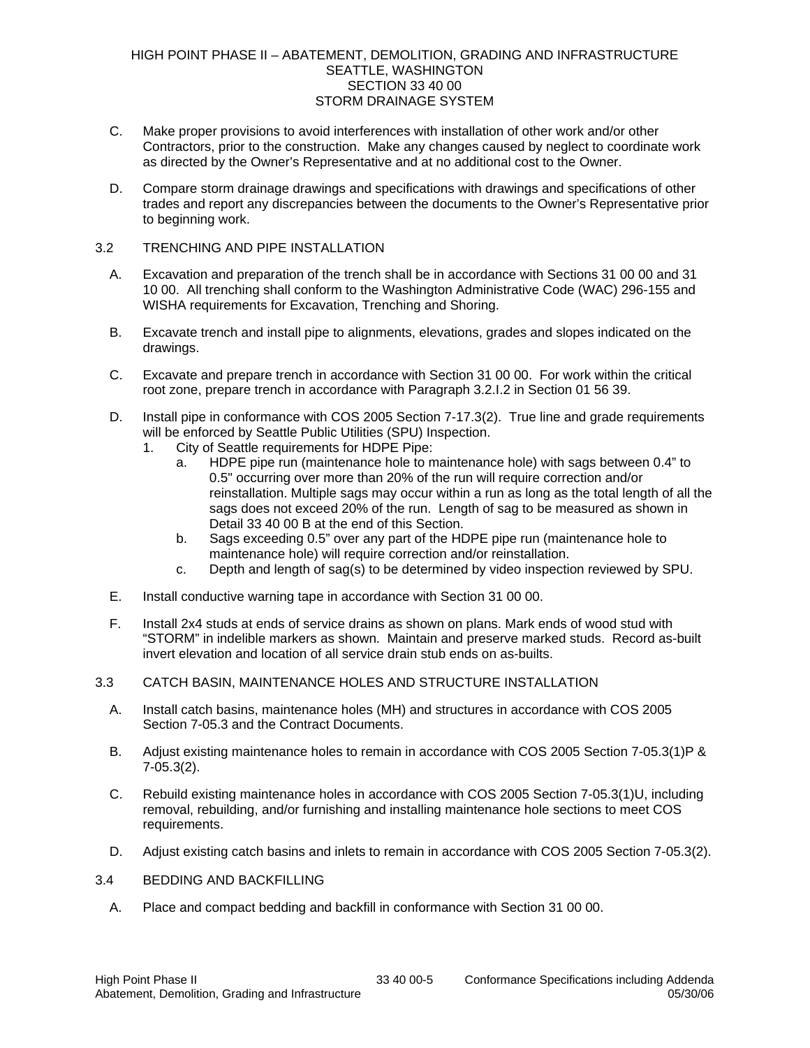C. Make proper provisions to avoid interferences with installation of other work and/or other Contractors, prior to the construction. Make any changes caused by neglect to coordinate work as directed by the Owner's Representative and at no additional cost to the Owner.

D. Compare storm drainage drawings and specifications with drawings and specifications of other trades and report any discrepancies between the documents to the Owner's Representative prior to beginning work.

## 3.2 TRENCHING AND PIPE INSTALLATION

A. Excavation and preparation of the trench shall be in accordance with Sections 31 00 00 and 31 10 00. All trenching shall conform to the Washington Administrative Code (WAC) 296-155 and WISHA requirements for Excavation, Trenching and Shoring.

B. Excavate trench and install pipe to alignments, elevations, grades and slopes indicated on the drawings.

C. Excavate and prepare trench in accordance with Section 31 00 00. For work within the critical root zone, prepare trench in accordance with Paragraph 3.2.I.2 in Section 01 56 39.

D. Install pipe in conformance with COS 2005 Section 7-17.3(2). True line and grade requirements will be enforced by Seattle Public Utilities (SPU) Inspection.

1. City of Seattle requirements for HDPE Pipe:
   a. HDPE pipe run (maintenance hole to maintenance hole) with sags between 0.4" to 0.5" occurring over more than 20% of the run will require correction and/or reinstallation. Multiple sags may occur within a run as long as the total length of all the sags does not exceed 20% of the run. Length of sag to be measured as shown in Detail 33 40 00 B at the end of this Section.
   b. Sags exceeding 0.5" over any part of the HDPE pipe run (maintenance hole to maintenance hole) will require correction and/or reinstallation.
   c. Depth and length of sag(s) to be determined by video inspection reviewed by SPU.

E. Install conductive warning tape in accordance with Section 31 00 00.

F. Install 2x4 studs at ends of service drains as shown on plans. Mark ends of wood stud with "STORM" in indelible markers as shown. Maintain and preserve marked studs. Record as-built invert elevation and location of all service drain stub ends on as-builts.

## 3.3 CATCH BASIN, MAINTENANCE HOLES AND STRUCTURE INSTALLATION

A. Install catch basins, maintenance holes (MH) and structures in accordance with COS 2005 Section 7-05.3 and the Contract Documents.

B. Adjust existing maintenance holes to remain in accordance with COS 2005 Section 7-05.3(1)P & 7-05.3(2).

C. Rebuild existing maintenance holes in accordance with COS 2005 Section 7-05.3(1)U, including removal, rebuilding, and/or furnishing and installing maintenance hole sections to meet COS requirements.

D. Adjust existing catch basins and inlets to remain in accordance with COS 2005 Section 7-05.3(2).

## 3.4 BEDDING AND BACKFILLING

A. Place and compact bedding and backfill in conformance with Section 31 00 00.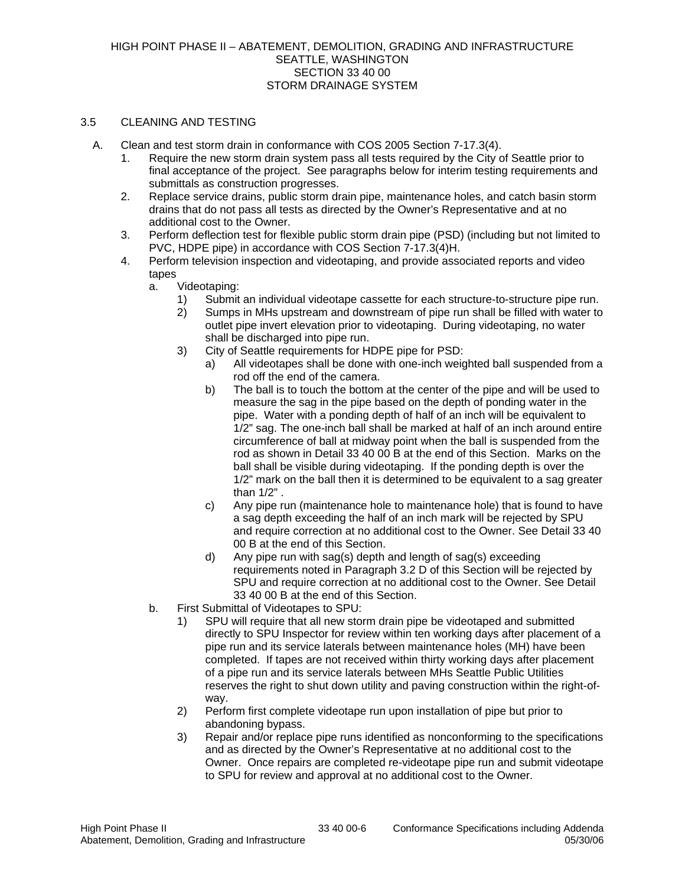### 3.5 CLEANING AND TESTING

A. Clean and test storm drain in conformance with COS 2005 Section 7-17.3(4).

1. Require the new storm drain system pass all tests required by the City of Seattle prior to final acceptance of the project. See paragraphs below for interim testing requirements and submittals as construction progresses.
2. Replace service drains, public storm drain pipe, maintenance holes, and catch basin storm drains that do not pass all tests as directed by the Owner's Representative and at no additional cost to the Owner.
3. Perform deflection test for flexible public storm drain pipe (PSD) (including but not limited to PVC, HDPE pipe) in accordance with COS Section 7-17.3(4)H.
4. Perform television inspection and videotaping, and provide associated reports and video tapes
   - a. Videotaping:
     - 1) Submit an individual videotape cassette for each structure-to-structure pipe run.
     - 2) Sumps in MHs upstream and downstream of pipe run shall be filled with water to outlet pipe invert elevation prior to videotaping. During videotaping, no water shall be discharged into pipe run.
     - 3) City of Seattle requirements for HDPE pipe for PSD:
       - a) All videotapes shall be done with one-inch weighted ball suspended from a rod off the end of the camera.
       - b) The ball is to touch the bottom at the center of the pipe and will be used to measure the sag in the pipe based on the depth of ponding water in the pipe. Water with a ponding depth of half of an inch will be equivalent to 1/2" sag. The one-inch ball shall be marked at half of an inch around entire circumference of ball at midway point when the ball is suspended from the rod as shown in Detail 33 40 00 B at the end of this Section. Marks on the ball shall be visible during videotaping. If the ponding depth is over the 1/2" mark on the ball then it is determined to be equivalent to a sag greater than 1/2" .
       - c) Any pipe run (maintenance hole to maintenance hole) that is found to have a sag depth exceeding the half of an inch mark will be rejected by SPU and require correction at no additional cost to the Owner. See Detail 33 40 00 B at the end of this Section.
       - d) Any pipe run with sag(s) depth and length of sag(s) exceeding requirements noted in Paragraph 3.2 D of this Section will be rejected by SPU and require correction at no additional cost to the Owner. See Detail 33 40 00 B at the end of this Section.
   - b. First Submittal of Videotapes to SPU:
     - 1) SPU will require that all new storm drain pipe be videotaped and submitted directly to SPU Inspector for review within ten working days after placement of a pipe run and its service laterals between maintenance holes (MH) have been completed. If tapes are not received within thirty working days after placement of a pipe run and its service laterals between MHs Seattle Public Utilities reserves the right to shut down utility and paving construction within the right-of-way.
     - 2) Perform first complete videotape run upon installation of pipe but prior to abandoning bypass.
     - 3) Repair and/or replace pipe runs identified as nonconforming to the specifications and as directed by the Owner's Representative at no additional cost to the Owner. Once repairs are completed re-videotape pipe run and submit videotape to SPU for review and approval at no additional cost to the Owner.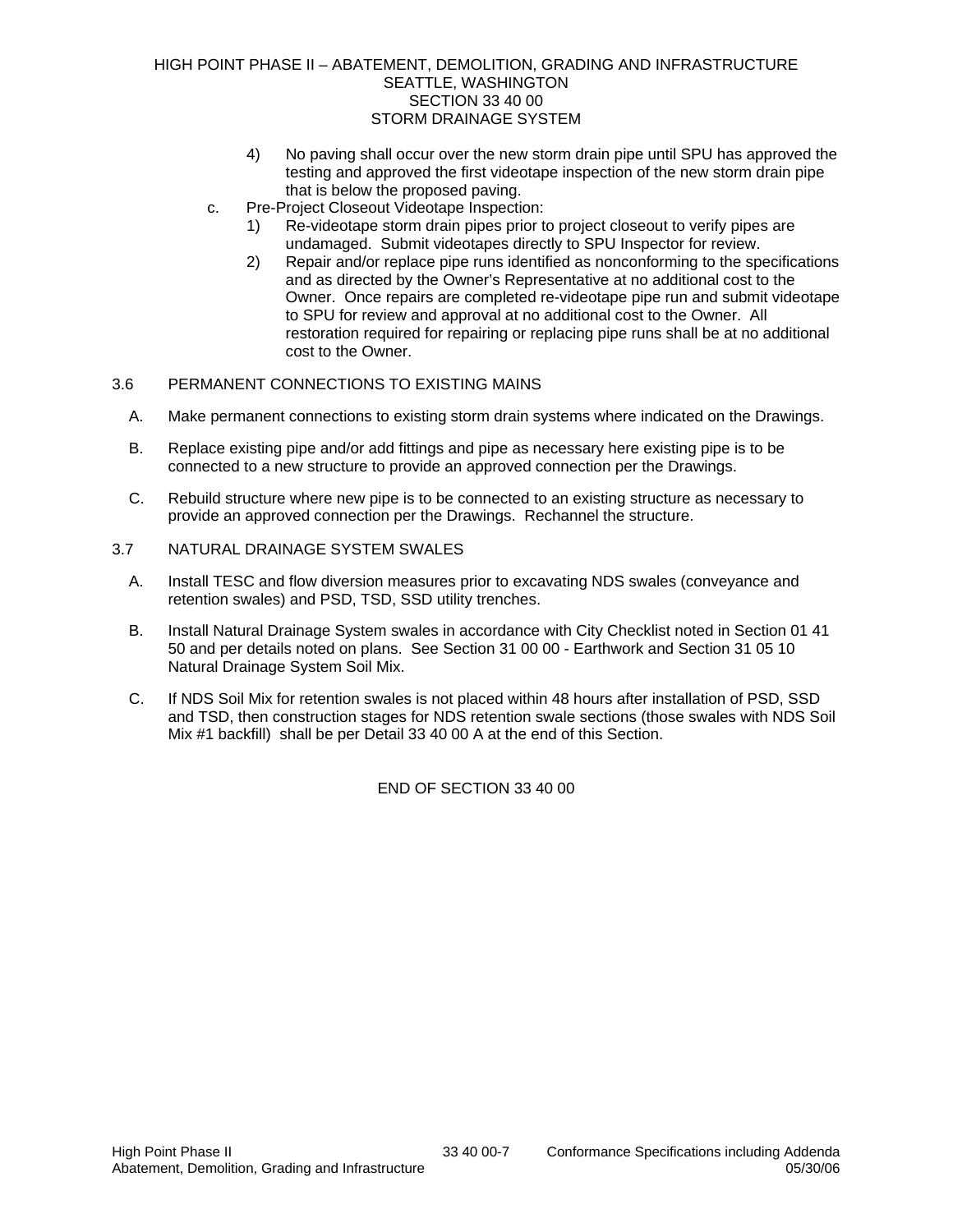4) No paving shall occur over the new storm drain pipe until SPU has approved the testing and approved the first videotape inspection of the new storm drain pipe that is below the proposed paving.

c. Pre-Project Closeout Videotape Inspection:

1) Re-videotape storm drain pipes prior to project closeout to verify pipes are undamaged. Submit videotapes directly to SPU Inspector for review.
2) Repair and/or replace pipe runs identified as nonconforming to the specifications and as directed by the Owner's Representative at no additional cost to the Owner. Once repairs are completed re-videotape pipe run and submit videotape to SPU for review and approval at no additional cost to the Owner. All restoration required for repairing or replacing pipe runs shall be at no additional cost to the Owner.

## 3.6 PERMANENT CONNECTIONS TO EXISTING MAINS

A. Make permanent connections to existing storm drain systems where indicated on the Drawings.

B. Replace existing pipe and/or add fittings and pipe as necessary here existing pipe is to be connected to a new structure to provide an approved connection per the Drawings.

C. Rebuild structure where new pipe is to be connected to an existing structure as necessary to provide an approved connection per the Drawings. Rechannel the structure.

## 3.7 NATURAL DRAINAGE SYSTEM SWALES

A. Install TESC and flow diversion measures prior to excavating NDS swales (conveyance and retention swales) and PSD, TSD, SSD utility trenches.

B. Install Natural Drainage System swales in accordance with City Checklist noted in Section 01 41 50 and per details noted on plans. See Section 31 00 00 - Earthwork and Section 31 05 10 Natural Drainage System Soil Mix.

C. If NDS Soil Mix for retention swales is not placed within 48 hours after installation of PSD, SSD and TSD, then construction stages for NDS retention swale sections (those swales with NDS Soil Mix #1 backfill) shall be per Detail 33 40 00 A at the end of this Section.

END OF SECTION 33 40 00